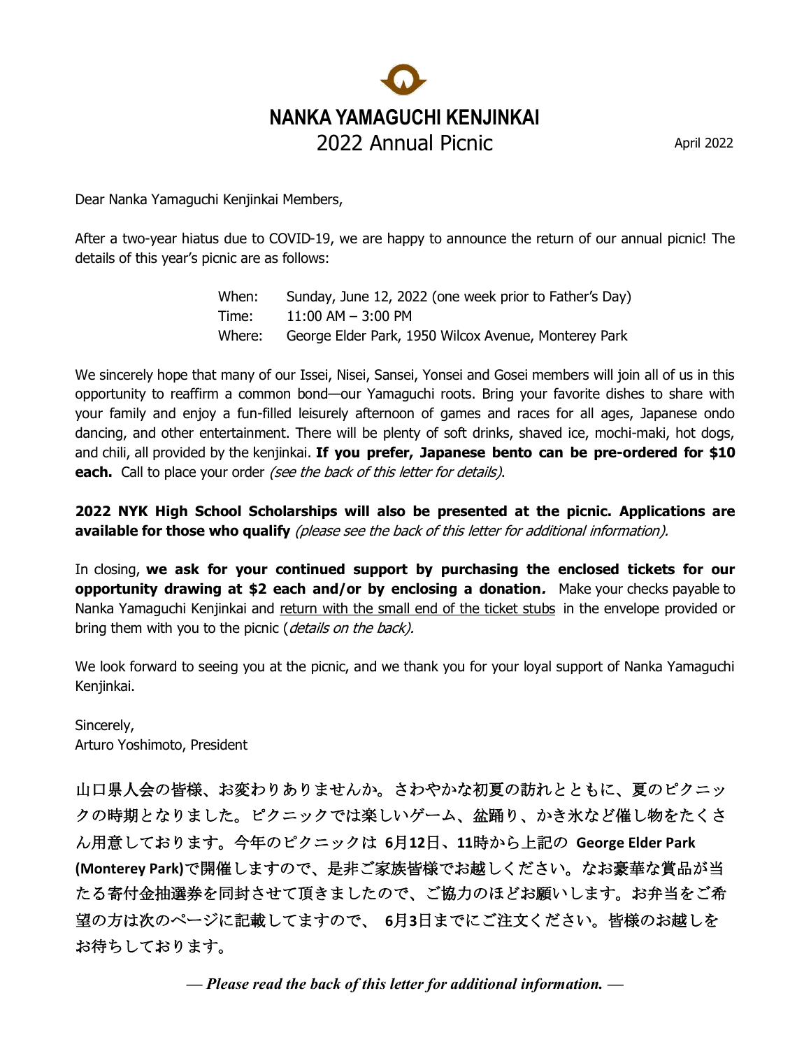# NANKA YAMAGUCHI KENJINKAI

## 2022 Annual Picnic

April 2022

Dear Nanka Yamaguchi Kenjinkai Members,

After a two-year hiatus due to COVID-19, we are happy to announce the return of our annual picnic! The details of this year's picnic are as follows:

When: Sunday, June 12, 2022 (one week prior to Father's Day)
Time: 11:00 AM – 3:00 PM
Where: George Elder Park, 1950 Wilcox Avenue, Monterey Park

We sincerely hope that many of our Issei, Nisei, Sansei, Yonsei and Gosei members will join all of us in this opportunity to reaffirm a common bond—our Yamaguchi roots. Bring your favorite dishes to share with your family and enjoy a fun-filled leisurely afternoon of games and races for all ages, Japanese ondo dancing, and other entertainment. There will be plenty of soft drinks, shaved ice, mochi-maki, hot dogs, and chili, all provided by the kenjinkai. **If you prefer, Japanese bento can be pre-ordered for $10 each.** Call to place your order *(see the back of this letter for details)*.

**2022 NYK High School Scholarships will also be presented at the picnic. Applications are available for those who qualify** *(please see the back of this letter for additional information).*

In closing, **we ask for your continued support by purchasing the enclosed tickets for our opportunity drawing at $2 each and/or by enclosing a donation.** Make your checks payable to Nanka Yamaguchi Kenjinkai and <u>return with the small end of the ticket stubs</u> in the envelope provided or bring them with you to the picnic (*details on the back).*

We look forward to seeing you at the picnic, and we thank you for your loyal support of Nanka Yamaguchi Kenjinkai.

Sincerely,
Arturo Yoshimoto, President

山口県人会の皆様、お変わりありませんか。さわやかな初夏の訪れとともに、夏のピクニックの時期となりました。ピクニックでは楽しいゲーム、盆踊り、かき氷など催し物をたくさん用意しております。今年のピクニックは **6**月**12**日、**11**時から上記の **George Elder Park (Monterey Park)**で開催しますので、是非ご家族皆様でお越しください。なお豪華な賞品が当たる寄付金抽選券を同封させて頂きましたので、ご協力のほどお願いします。お弁当をご希望の方は次のページに記載してますので、 **6**月**3**日までにご注文ください。皆様のお越しをお待ちしております。

***— Please read the back of this letter for additional information. —***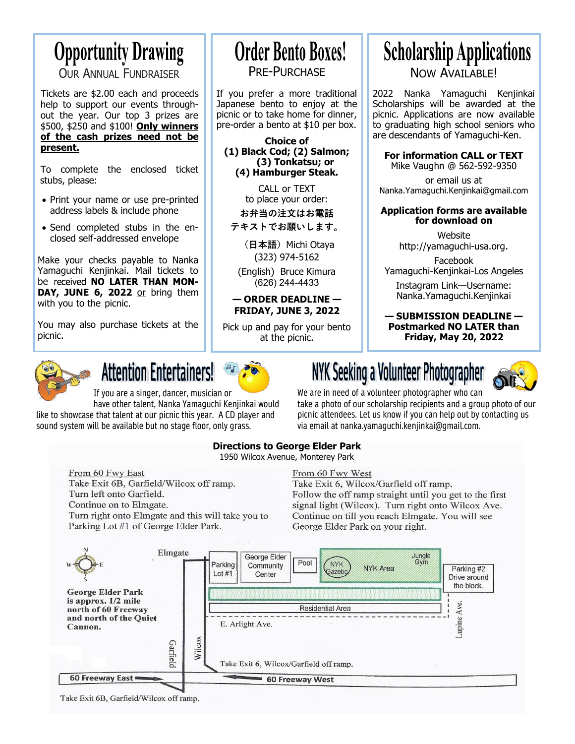# Opportunity Drawing

## Our Annual Fundraiser

Tickets are $2.00 each and proceeds help to support our events throughout the year. Our top 3 prizes are $500, $250 and $100! **Only winners of the cash prizes need not be present.**

To complete the enclosed ticket stubs, please:

- Print your name or use pre-printed address labels & include phone
- Send completed stubs in the enclosed self-addressed envelope

Make your checks payable to Nanka Yamaguchi Kenjinkai. Mail tickets to be received **NO LATER THAN MONDAY, JUNE 6, 2022** or bring them with you to the picnic.

You may also purchase tickets at the picnic.

# Order Bento Boxes!

## Pre-Purchase

If you prefer a more traditional Japanese bento to enjoy at the picnic or to take home for dinner, pre-order a bento at $10 per box.

**Choice of**
**(1) Black Cod; (2) Salmon; (3) Tonkatsu; or (4) Hamburger Steak.**

CALL or TEXT
to place your order:

**お弁当の注文はお電話テキストでお願いします。**

（日本語）Michi Otaya
(323) 974-5162

(English) Bruce Kimura
(626) 244-4433

**— ORDER DEADLINE —**
**FRIDAY, JUNE 3, 2022**

Pick up and pay for your bento at the picnic.

# Scholarship Applications

## Now Available!

2022 Nanka Yamaguchi Kenjinkai Scholarships will be awarded at the picnic. Applications are now available to graduating high school seniors who are descendants of Yamaguchi-Ken.

**For information CALL or TEXT**
Mike Vaughn @ 562-592-9350

or email us at
Nanka.Yamaguchi.Kenjinkai@gmail.com

**Application forms are available for download on**

Website
http://yamaguchi-usa.org.

Facebook
Yamaguchi-Kenjinkai-Los Angeles

Instagram Link—Username:
Nanka.Yamaguchi.Kenjinkai

**— SUBMISSION DEADLINE —**
**Postmarked NO LATER than Friday, May 20, 2022**

# Attention Entertainers!

If you are a singer, dancer, musician or have other talent, Nanka Yamaguchi Kenjinkai would like to showcase that talent at our picnic this year. A CD player and sound system will be available but no stage floor, only grass.

# NYK Seeking a Volunteer Photographer

We are in need of a volunteer photographer who can take a photo of our scholarship recipients and a group photo of our picnic attendees. Let us know if you can help out by contacting us via email at nanka.yamaguchi.kenjinkai@gmail.com.

## Directions to George Elder Park

1950 Wilcox Avenue, Monterey Park

From 60 Fwy East
Take Exit 6B, Garfield/Wilcox off ramp.
Turn left onto Garfield.
Continue on to Elmgate.
Turn right onto Elmgate and this will take you to Parking Lot #1 of George Elder Park.

From 60 Fwy West
Take Exit 6, Wilcox/Garfield off ramp.
Follow the off ramp straight until you get to the first signal light (Wilcox). Turn right onto Wilcox Ave.
Continue on till you reach Elmgate. You will see George Elder Park on your right.

Elmgate
Parking Lot #1
George Elder Community Center
Pool
NYK Gazebo
NYK Area
Jungle Gym
Parking #2 Drive around the block.
Residential Area
E. Arlight Ave.
Lupine Ave.
Garfield
Wilcox
N E S W

**George Elder Park is approx. 1/2 mile north of 60 Freeway and north of the Quiet Cannon.**

Take Exit 6, Wilcox/Garfield off ramp.
60 Freeway East
60 Freeway West
Take Exit 6B, Garfield/Wilcox off ramp.